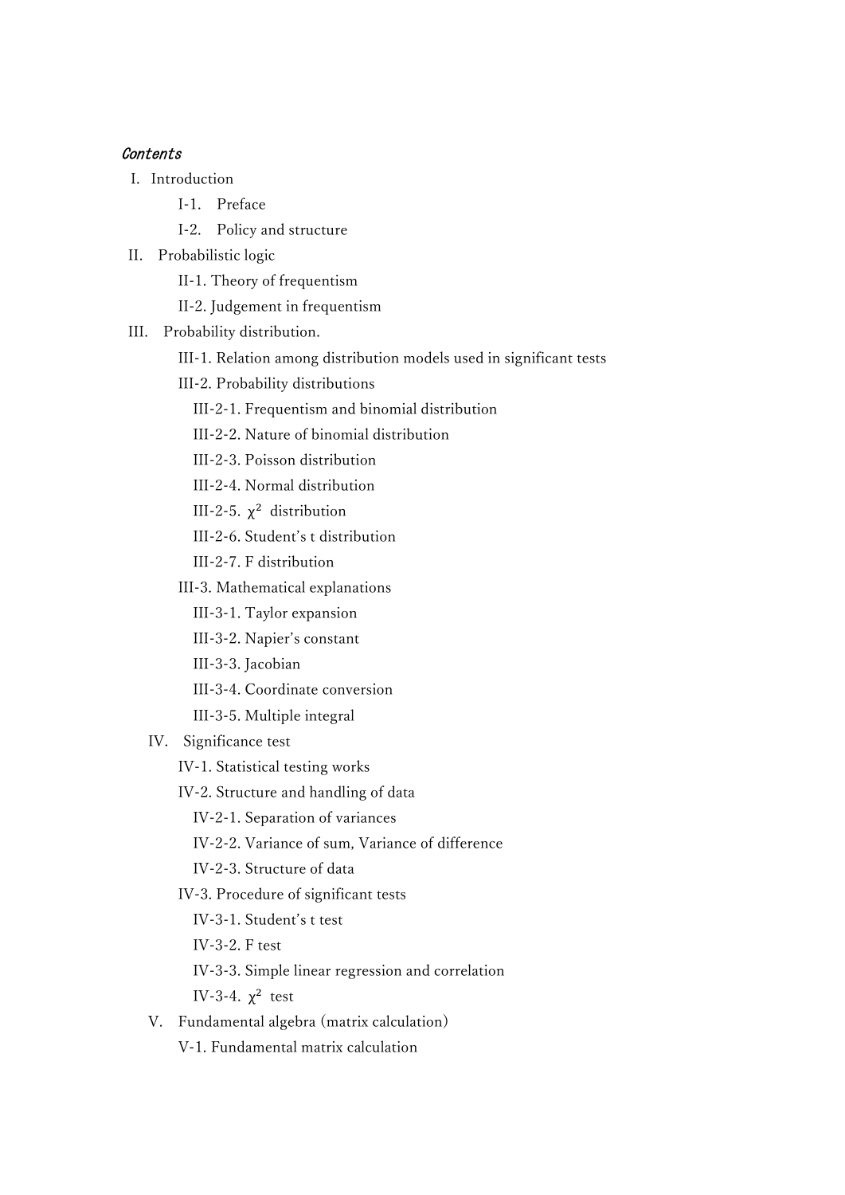*Contents*

- I. Introduction
  - I-1. Preface
  - I-2. Policy and structure
- II. Probabilistic logic
  - II-1. Theory of frequentism
  - II-2. Judgement in frequentism
- III. Probability distribution.
  - III-1. Relation among distribution models used in significant tests
  - III-2. Probability distributions
    - III-2-1. Frequentism and binomial distribution
    - III-2-2. Nature of binomial distribution
    - III-2-3. Poisson distribution
    - III-2-4. Normal distribution
    - III-2-5. $\chi^2$ distribution
    - III-2-6. Student's t distribution
    - III-2-7. F distribution
  - III-3. Mathematical explanations
    - III-3-1. Taylor expansion
    - III-3-2. Napier's constant
    - III-3-3. Jacobian
    - III-3-4. Coordinate conversion
    - III-3-5. Multiple integral
- IV. Significance test
  - IV-1. Statistical testing works
  - IV-2. Structure and handling of data
    - IV-2-1. Separation of variances
    - IV-2-2. Variance of sum, Variance of difference
    - IV-2-3. Structure of data
  - IV-3. Procedure of significant tests
    - IV-3-1. Student's t test
    - IV-3-2. F test
    - IV-3-3. Simple linear regression and correlation
    - IV-3-4. $\chi^2$ test
- V. Fundamental algebra (matrix calculation)
  - V-1. Fundamental matrix calculation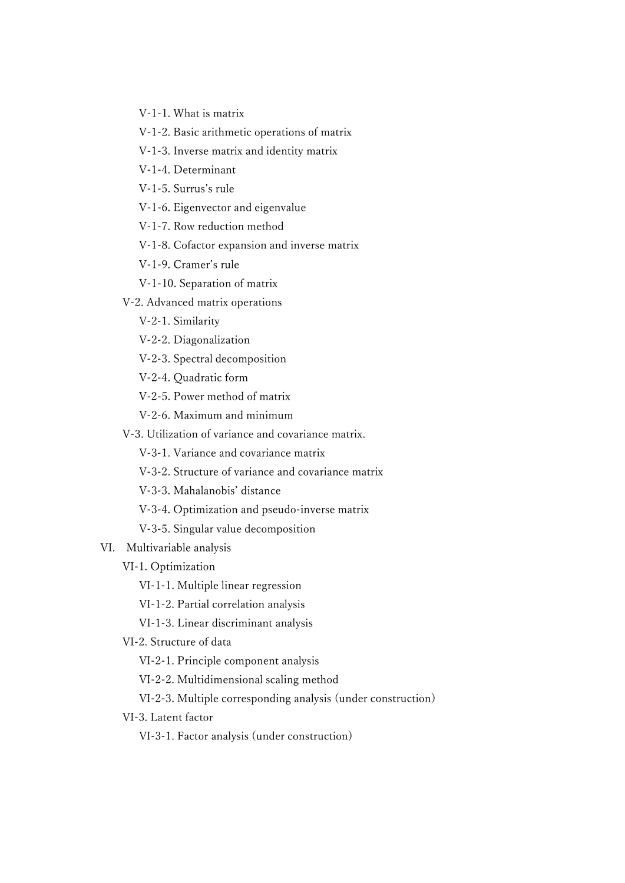- V-1-1. What is matrix
- V-1-2. Basic arithmetic operations of matrix
- V-1-3. Inverse matrix and identity matrix
- V-1-4. Determinant
- V-1-5. Surrus's rule
- V-1-6. Eigenvector and eigenvalue
- V-1-7. Row reduction method
- V-1-8. Cofactor expansion and inverse matrix
- V-1-9. Cramer's rule
- V-1-10. Separation of matrix

V-2. Advanced matrix operations

- V-2-1. Similarity
- V-2-2. Diagonalization
- V-2-3. Spectral decomposition
- V-2-4. Quadratic form
- V-2-5. Power method of matrix
- V-2-6. Maximum and minimum

V-3. Utilization of variance and covariance matrix.

- V-3-1. Variance and covariance matrix
- V-3-2. Structure of variance and covariance matrix
- V-3-3. Mahalanobis' distance
- V-3-4. Optimization and pseudo-inverse matrix
- V-3-5. Singular value decomposition

VI. Multivariable analysis

VI-1. Optimization

- VI-1-1. Multiple linear regression
- VI-1-2. Partial correlation analysis
- VI-1-3. Linear discriminant analysis

VI-2. Structure of data

- VI-2-1. Principle component analysis
- VI-2-2. Multidimensional scaling method
- VI-2-3. Multiple corresponding analysis (under construction)

VI-3. Latent factor

- VI-3-1. Factor analysis (under construction)